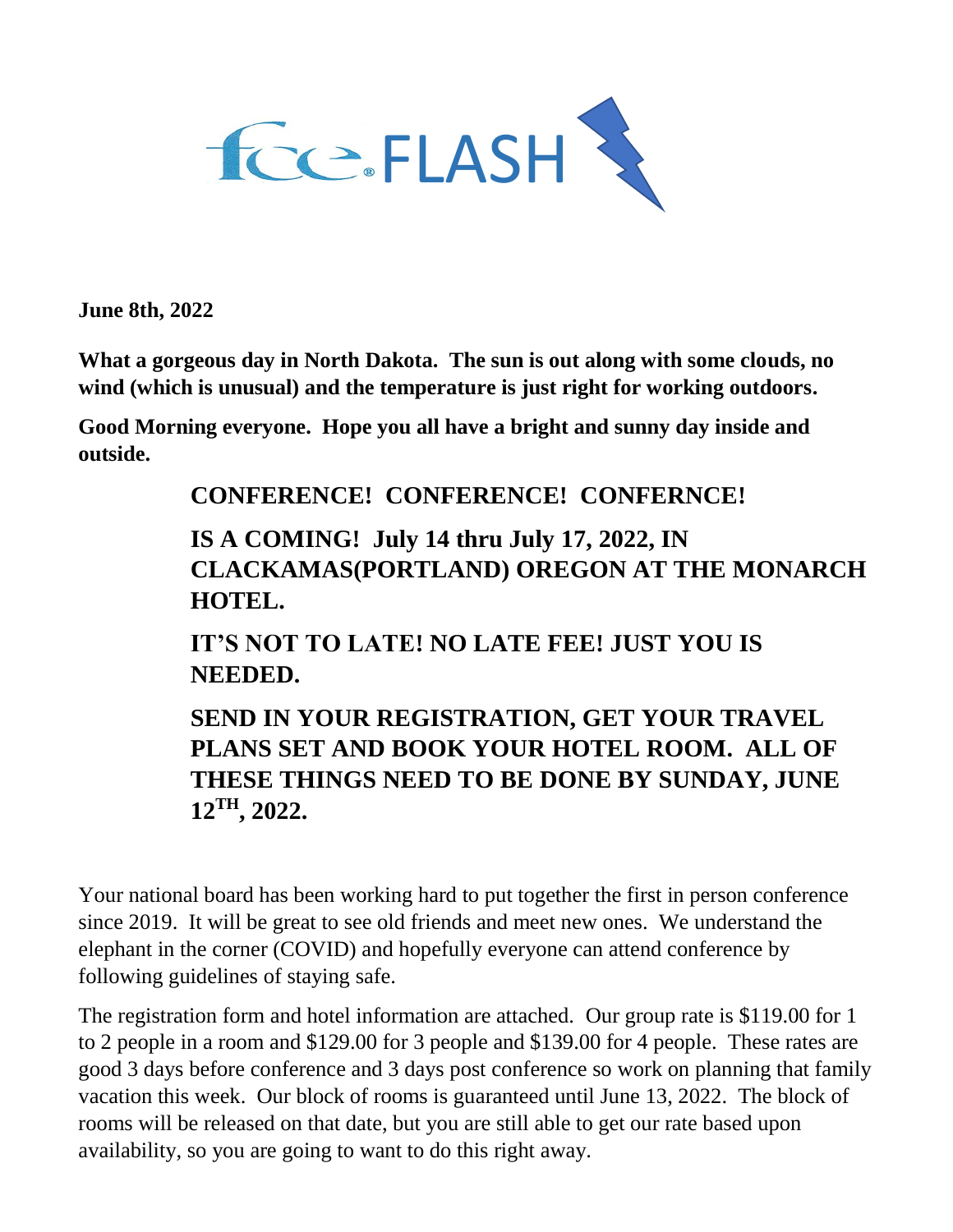# fce. FLASH

**June 8th, 2022**

**What a gorgeous day in North Dakota. The sun is out along with some clouds, no wind (which is unusual) and the temperature is just right for working outdoors.**

**Good Morning everyone. Hope you all have a bright and sunny day inside and outside.**

**CONFERENCE! CONFERENCE! CONFERNCE!**

**IS A COMING! July 14 thru July 17, 2022, IN CLACKAMAS(PORTLAND) OREGON AT THE MONARCH HOTEL.**

**IT'S NOT TO LATE! NO LATE FEE! JUST YOU IS NEEDED.**

**SEND IN YOUR REGISTRATION, GET YOUR TRAVEL PLANS SET AND BOOK YOUR HOTEL ROOM. ALL OF THESE THINGS NEED TO BE DONE BY SUNDAY, JUNE 12TH, 2022.**

Your national board has been working hard to put together the first in person conference since 2019. It will be great to see old friends and meet new ones. We understand the elephant in the corner (COVID) and hopefully everyone can attend conference by following guidelines of staying safe.

The registration form and hotel information are attached. Our group rate is $119.00 for 1 to 2 people in a room and $129.00 for 3 people and $139.00 for 4 people. These rates are good 3 days before conference and 3 days post conference so work on planning that family vacation this week. Our block of rooms is guaranteed until June 13, 2022. The block of rooms will be released on that date, but you are still able to get our rate based upon availability, so you are going to want to do this right away.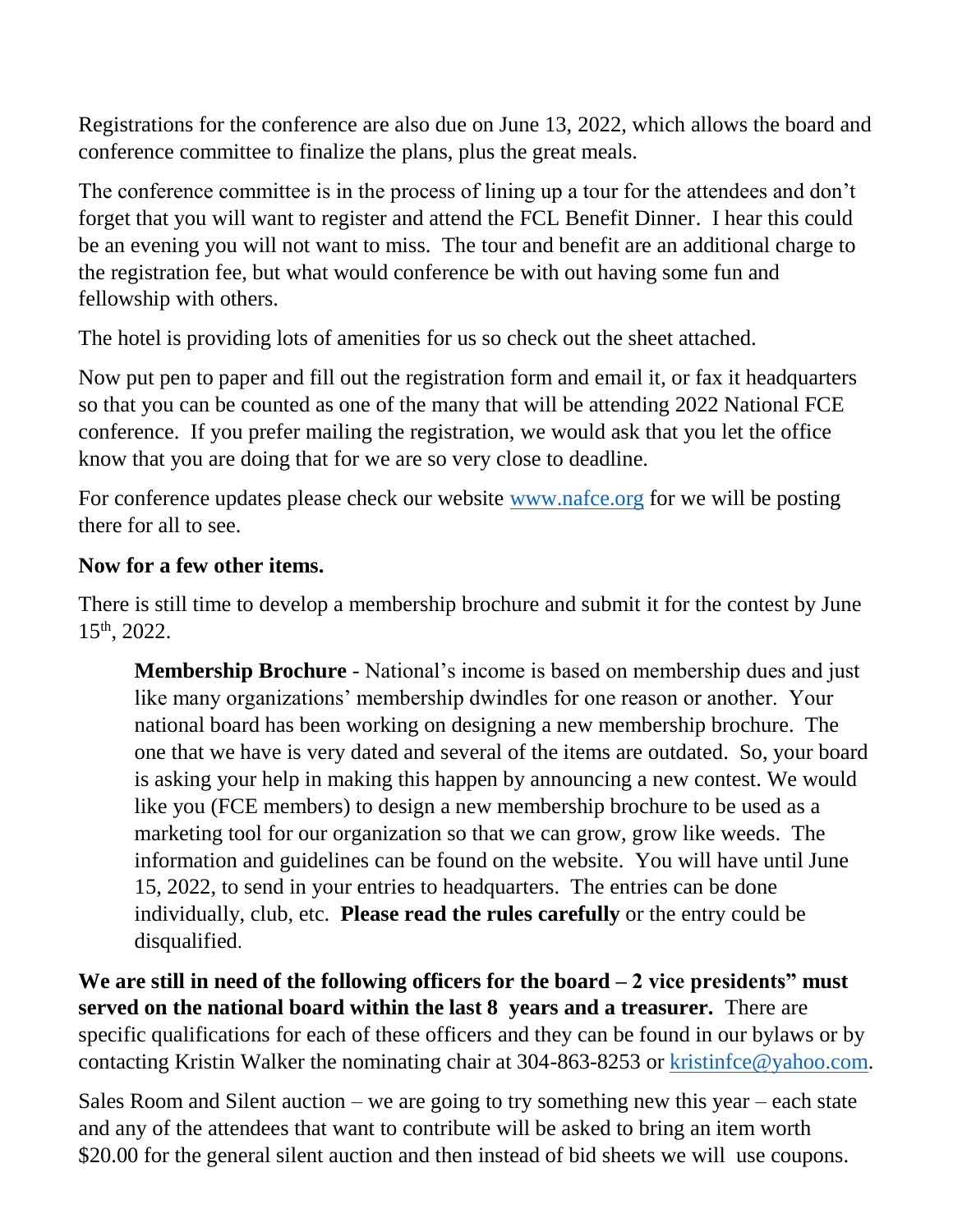Registrations for the conference are also due on June 13, 2022, which allows the board and conference committee to finalize the plans, plus the great meals.

The conference committee is in the process of lining up a tour for the attendees and don't forget that you will want to register and attend the FCL Benefit Dinner. I hear this could be an evening you will not want to miss. The tour and benefit are an additional charge to the registration fee, but what would conference be with out having some fun and fellowship with others.

The hotel is providing lots of amenities for us so check out the sheet attached.

Now put pen to paper and fill out the registration form and email it, or fax it headquarters so that you can be counted as one of the many that will be attending 2022 National FCE conference. If you prefer mailing the registration, we would ask that you let the office know that you are doing that for we are so very close to deadline.

For conference updates please check our website [www.nafce.org](http://www.nafce.org) for we will be posting there for all to see.

**Now for a few other items.**

There is still time to develop a membership brochure and submit it for the contest by June 15th, 2022.

> **Membership Brochure** - National's income is based on membership dues and just like many organizations' membership dwindles for one reason or another. Your national board has been working on designing a new membership brochure. The one that we have is very dated and several of the items are outdated. So, your board is asking your help in making this happen by announcing a new contest. We would like you (FCE members) to design a new membership brochure to be used as a marketing tool for our organization so that we can grow, grow like weeds. The information and guidelines can be found on the website. You will have until June 15, 2022, to send in your entries to headquarters. The entries can be done individually, club, etc. **Please read the rules carefully** or the entry could be disqualified.

**We are still in need of the following officers for the board – 2 vice presidents" must served on the national board within the last 8 years and a treasurer.** There are specific qualifications for each of these officers and they can be found in our bylaws or by contacting Kristin Walker the nominating chair at 304-863-8253 or [kristinfce@yahoo.com](mailto:kristinfce@yahoo.com).

Sales Room and Silent auction – we are going to try something new this year – each state and any of the attendees that want to contribute will be asked to bring an item worth $20.00 for the general silent auction and then instead of bid sheets we will use coupons.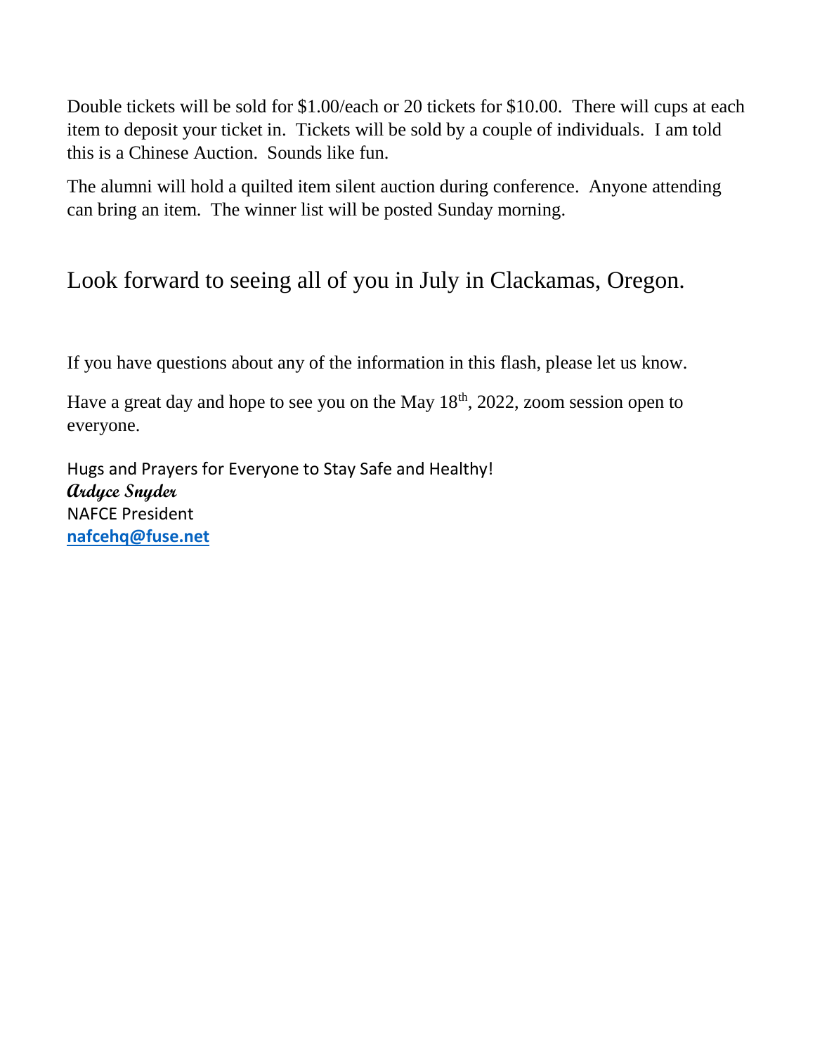Double tickets will be sold for $1.00/each or 20 tickets for $10.00. There will cups at each item to deposit your ticket in. Tickets will be sold by a couple of individuals. I am told this is a Chinese Auction. Sounds like fun.

The alumni will hold a quilted item silent auction during conference. Anyone attending can bring an item. The winner list will be posted Sunday morning.

Look forward to seeing all of you in July in Clackamas, Oregon.

If you have questions about any of the information in this flash, please let us know.

Have a great day and hope to see you on the May 18th, 2022, zoom session open to everyone.

Hugs and Prayers for Everyone to Stay Safe and Healthy!
***Ardyce Snyder***
NAFCE President
**nafcehq@fuse.net**